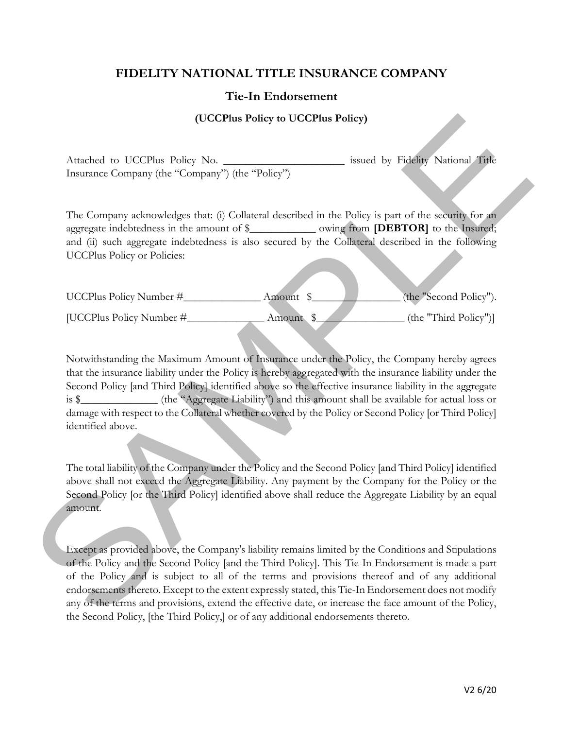# FIDELITY NATIONAL TITLE INSURANCE COMPANY

## Tie-In Endorsement

### (UCCPlus Policy to UCCPlus Policy)

Attached to UCCPlus Policy No. ______________________ issued by Fidelity National Title Insurance Company (the "Company") (the "Policy")

The Company acknowledges that: (i) Collateral described in the Policy is part of the security for an aggregate indebtedness in the amount of $____________ owing from **[DEBTOR]** to the Insured; and (ii) such aggregate indebtedness is also secured by the Collateral described in the following UCCPlus Policy or Policies:

UCCPlus Policy Number #______________ Amount $________________ (the "Second Policy").

[UCCPlus Policy Number #______________ Amount $________________ (the "Third Policy")]

Notwithstanding the Maximum Amount of Insurance under the Policy, the Company hereby agrees that the insurance liability under the Policy is hereby aggregated with the insurance liability under the Second Policy [and Third Policy] identified above so the effective insurance liability in the aggregate is $______________ (the "Aggregate Liability") and this amount shall be available for actual loss or damage with respect to the Collateral whether covered by the Policy or Second Policy [or Third Policy] identified above.

The total liability of the Company under the Policy and the Second Policy [and Third Policy] identified above shall not exceed the Aggregate Liability. Any payment by the Company for the Policy or the Second Policy [or the Third Policy] identified above shall reduce the Aggregate Liability by an equal amount.

Except as provided above, the Company's liability remains limited by the Conditions and Stipulations of the Policy and the Second Policy [and the Third Policy]. This Tie-In Endorsement is made a part of the Policy and is subject to all of the terms and provisions thereof and of any additional endorsements thereto. Except to the extent expressly stated, this Tie-In Endorsement does not modify any of the terms and provisions, extend the effective date, or increase the face amount of the Policy, the Second Policy, [the Third Policy,] or of any additional endorsements thereto.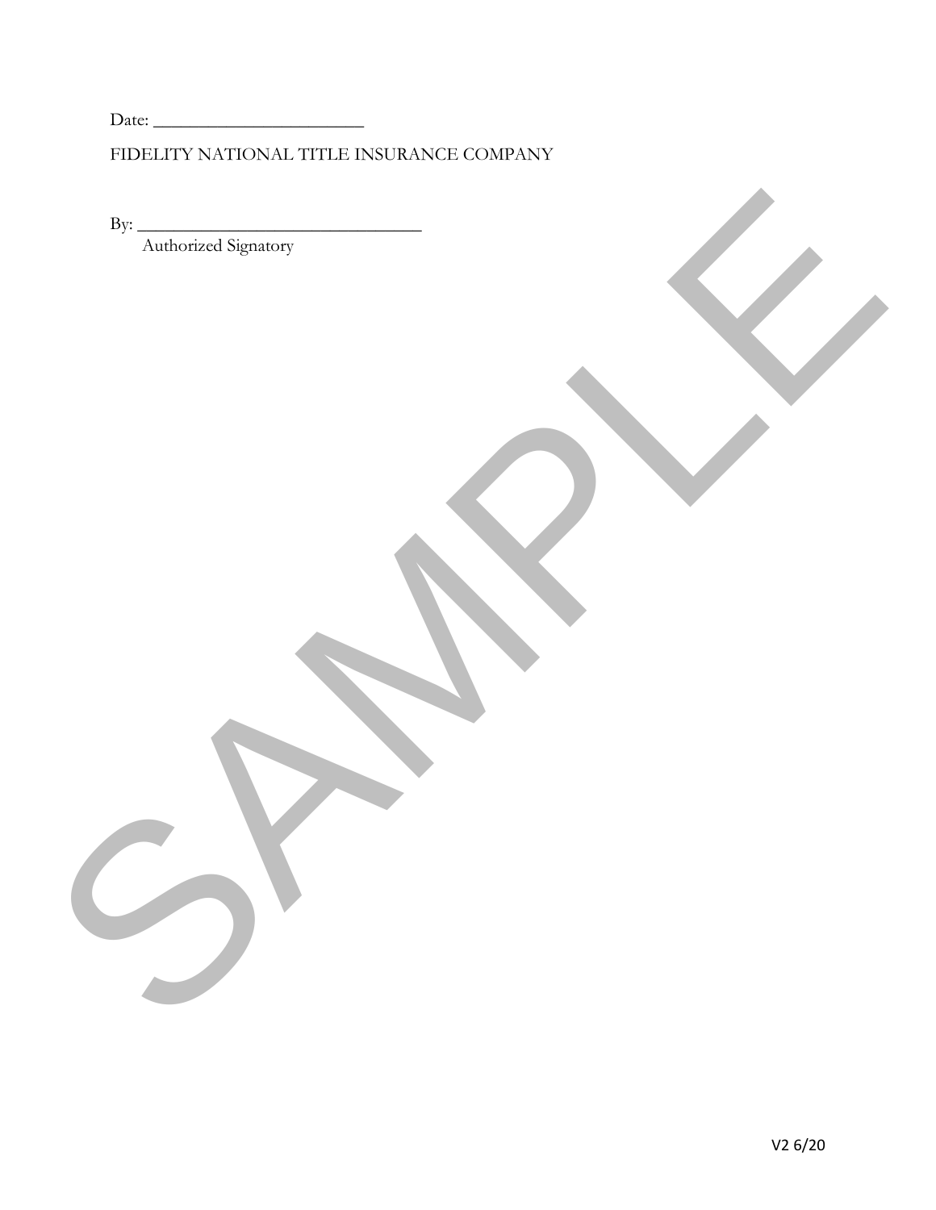Date: ________________________

FIDELITY NATIONAL TITLE INSURANCE COMPANY

By: ________________________________
Authorized Signatory

SAMPLE

V2 6/20